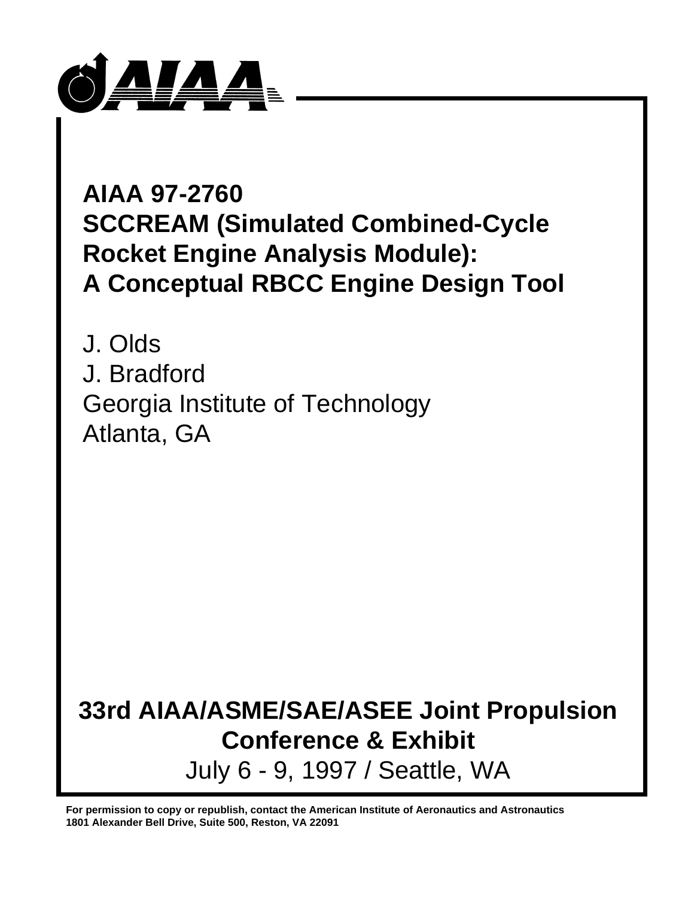# AIAA 97-2760
# SCCREAM (Simulated Combined-Cycle Rocket Engine Analysis Module): A Conceptual RBCC Engine Design Tool

J. Olds
J. Bradford
Georgia Institute of Technology
Atlanta, GA

**33rd AIAA/ASME/SAE/ASEE Joint Propulsion Conference & Exhibit**

July 6 - 9, 1997 / Seattle, WA

**For permission to copy or republish, contact the American Institute of Aeronautics and Astronautics**
**1801 Alexander Bell Drive, Suite 500, Reston, VA 22091**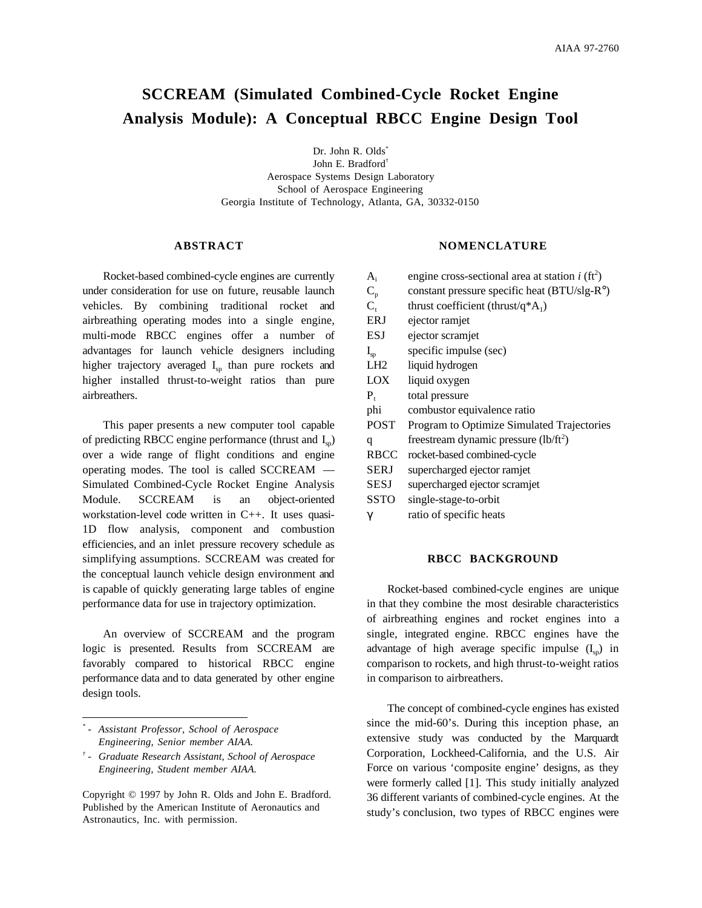# SCCREAM (Simulated Combined-Cycle Rocket Engine Analysis Module): A Conceptual RBCC Engine Design Tool

Dr. John R. Olds*
John E. Bradford†
Aerospace Systems Design Laboratory
School of Aerospace Engineering
Georgia Institute of Technology, Atlanta, GA, 30332-0150

## ABSTRACT

Rocket-based combined-cycle engines are currently under consideration for use on future, reusable launch vehicles. By combining traditional rocket and airbreathing operating modes into a single engine, multi-mode RBCC engines offer a number of advantages for launch vehicle designers including higher trajectory averaged $I_{sp}$ than pure rockets and higher installed thrust-to-weight ratios than pure airbreathers.

This paper presents a new computer tool capable of predicting RBCC engine performance (thrust and $I_{sp}$) over a wide range of flight conditions and engine operating modes. The tool is called SCCREAM — Simulated Combined-Cycle Rocket Engine Analysis Module. SCCREAM is an object-oriented workstation-level code written in C++. It uses quasi-1D flow analysis, component and combustion efficiencies, and an inlet pressure recovery schedule as simplifying assumptions. SCCREAM was created for the conceptual launch vehicle design environment and is capable of quickly generating large tables of engine performance data for use in trajectory optimization.

An overview of SCCREAM and the program logic is presented. Results from SCCREAM are favorably compared to historical RBCC engine performance data and to data generated by other engine design tools.

* - *Assistant Professor, School of Aerospace Engineering, Senior member AIAA.*

† - *Graduate Research Assistant, School of Aerospace Engineering, Student member AIAA.*

Copyright © 1997 by John R. Olds and John E. Bradford. Published by the American Institute of Aeronautics and Astronautics, Inc. with permission.

## NOMENCLATURE

| | |
|---|---|
| $A_i$ | engine cross-sectional area at station *i* ($ft^2$) |
| $C_p$ | constant pressure specific heat (BTU/slg-R°) |
| $C_t$ | thrust coefficient (thrust/$q*A_1$) |
| ERJ | ejector ramjet |
| ESJ | ejector scramjet |
| $I_{sp}$ | specific impulse (sec) |
| LH2 | liquid hydrogen |
| LOX | liquid oxygen |
| $P_t$ | total pressure |
| phi | combustor equivalence ratio |
| POST | Program to Optimize Simulated Trajectories |
| q | freestream dynamic pressure ($lb/ft^2$) |
| RBCC | rocket-based combined-cycle |
| SERJ | supercharged ejector ramjet |
| SESJ | supercharged ejector scramjet |
| SSTO | single-stage-to-orbit |
| $\gamma$ | ratio of specific heats |

## RBCC BACKGROUND

Rocket-based combined-cycle engines are unique in that they combine the most desirable characteristics of airbreathing engines and rocket engines into a single, integrated engine. RBCC engines have the advantage of high average specific impulse ($I_{sp}$) in comparison to rockets, and high thrust-to-weight ratios in comparison to airbreathers.

The concept of combined-cycle engines has existed since the mid-60's. During this inception phase, an extensive study was conducted by the Marquardt Corporation, Lockheed-California, and the U.S. Air Force on various 'composite engine' designs, as they were formerly called [1]. This study initially analyzed 36 different variants of combined-cycle engines. At the study's conclusion, two types of RBCC engines were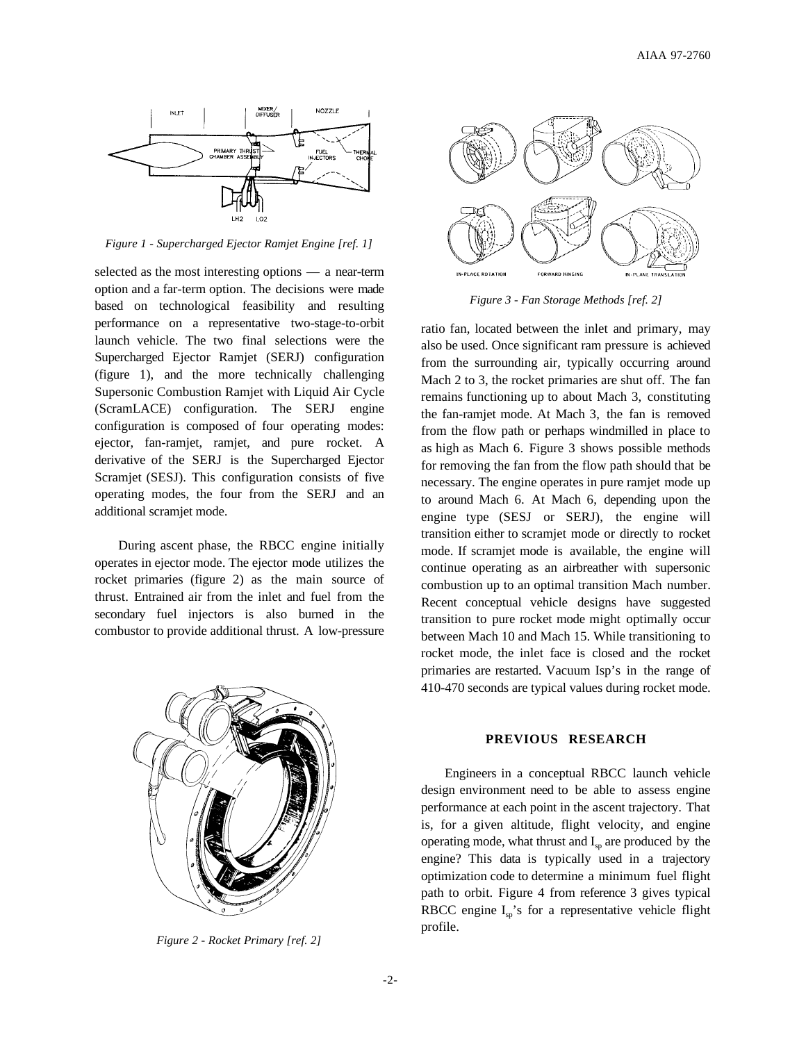Figure 1 - Supercharged Ejector Ramjet Engine [ref. 1]

selected as the most interesting options — a near-term option and a far-term option. The decisions were made based on technological feasibility and resulting performance on a representative two-stage-to-orbit launch vehicle. The two final selections were the Supercharged Ejector Ramjet (SERJ) configuration (figure 1), and the more technically challenging Supersonic Combustion Ramjet with Liquid Air Cycle (ScramLACE) configuration. The SERJ engine configuration is composed of four operating modes: ejector, fan-ramjet, ramjet, and pure rocket. A derivative of the SERJ is the Supercharged Ejector Scramjet (SESJ). This configuration consists of five operating modes, the four from the SERJ and an additional scramjet mode.

During ascent phase, the RBCC engine initially operates in ejector mode. The ejector mode utilizes the rocket primaries (figure 2) as the main source of thrust. Entrained air from the inlet and fuel from the secondary fuel injectors is also burned in the combustor to provide additional thrust. A low-pressure ratio fan, located between the inlet and primary, may also be used. Once significant ram pressure is achieved from the surrounding air, typically occurring around Mach 2 to 3, the rocket primaries are shut off. The fan remains functioning up to about Mach 3, constituting the fan-ramjet mode. At Mach 3, the fan is removed from the flow path or perhaps windmilled in place to as high as Mach 6. Figure 3 shows possible methods for removing the fan from the flow path should that be necessary. The engine operates in pure ramjet mode up to around Mach 6. At Mach 6, depending upon the engine type (SESJ or SERJ), the engine will transition either to scramjet mode or directly to rocket mode. If scramjet mode is available, the engine will continue operating as an airbreather with supersonic combustion up to an optimal transition Mach number. Recent conceptual vehicle designs have suggested transition to pure rocket mode might optimally occur between Mach 10 and Mach 15. While transitioning to rocket mode, the inlet face is closed and the rocket primaries are restarted. Vacuum Isp's in the range of 410-470 seconds are typical values during rocket mode.

Figure 2 - Rocket Primary [ref. 2]

Figure 3 - Fan Storage Methods [ref. 2]

## PREVIOUS RESEARCH

Engineers in a conceptual RBCC launch vehicle design environment need to be able to assess engine performance at each point in the ascent trajectory. That is, for a given altitude, flight velocity, and engine operating mode, what thrust and $I_{sp}$ are produced by the engine? This data is typically used in a trajectory optimization code to determine a minimum fuel flight path to orbit. Figure 4 from reference 3 gives typical RBCC engine $I_{sp}$'s for a representative vehicle flight profile.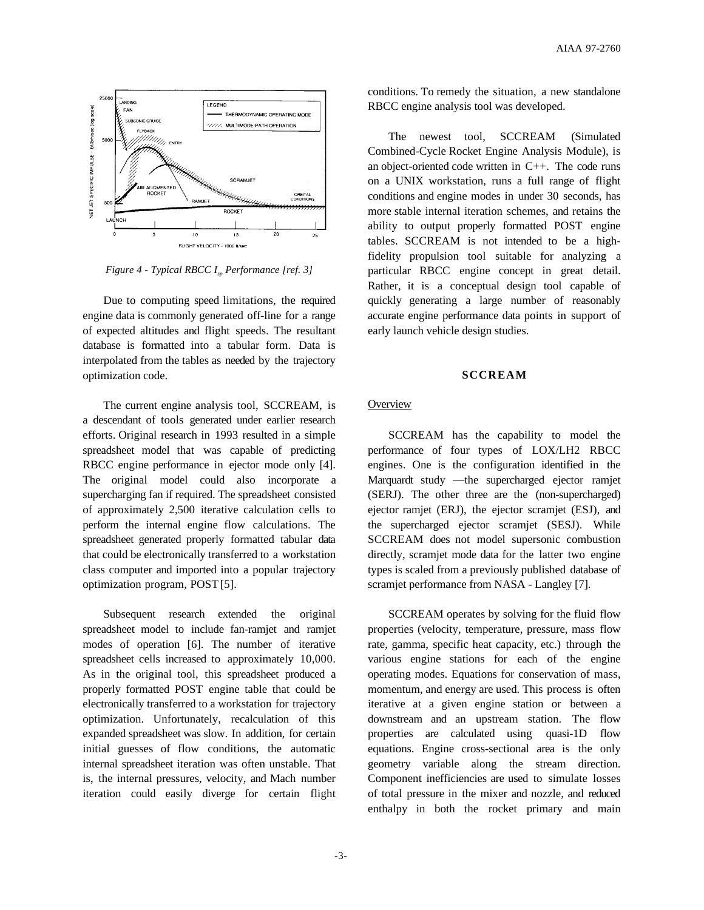Figure 4 - Typical RBCC $I_{sp}$ Performance [ref. 3]

Due to computing speed limitations, the required engine data is commonly generated off-line for a range of expected altitudes and flight speeds. The resultant database is formatted into a tabular form. Data is interpolated from the tables as needed by the trajectory optimization code.

The current engine analysis tool, SCCREAM, is a descendant of tools generated under earlier research efforts. Original research in 1993 resulted in a simple spreadsheet model that was capable of predicting RBCC engine performance in ejector mode only [4]. The original model could also incorporate a supercharging fan if required. The spreadsheet consisted of approximately 2,500 iterative calculation cells to perform the internal engine flow calculations. The spreadsheet generated properly formatted tabular data that could be electronically transferred to a workstation class computer and imported into a popular trajectory optimization program, POST [5].

Subsequent research extended the original spreadsheet model to include fan-ramjet and ramjet modes of operation [6]. The number of iterative spreadsheet cells increased to approximately 10,000. As in the original tool, this spreadsheet produced a properly formatted POST engine table that could be electronically transferred to a workstation for trajectory optimization. Unfortunately, recalculation of this expanded spreadsheet was slow. In addition, for certain initial guesses of flow conditions, the automatic internal spreadsheet iteration was often unstable. That is, the internal pressures, velocity, and Mach number iteration could easily diverge for certain flight conditions. To remedy the situation, a new standalone RBCC engine analysis tool was developed.

The newest tool, SCCREAM (Simulated Combined-Cycle Rocket Engine Analysis Module), is an object-oriented code written in C++. The code runs on a UNIX workstation, runs a full range of flight conditions and engine modes in under 30 seconds, has more stable internal iteration schemes, and retains the ability to output properly formatted POST engine tables. SCCREAM is not intended to be a high-fidelity propulsion tool suitable for analyzing a particular RBCC engine concept in great detail. Rather, it is a conceptual design tool capable of quickly generating a large number of reasonably accurate engine performance data points in support of early launch vehicle design studies.

## SCCREAM

### Overview

SCCREAM has the capability to model the performance of four types of LOX/LH2 RBCC engines. One is the configuration identified in the Marquardt study —the supercharged ejector ramjet (SERJ). The other three are the (non-supercharged) ejector ramjet (ERJ), the ejector scramjet (ESJ), and the supercharged ejector scramjet (SESJ). While SCCREAM does not model supersonic combustion directly, scramjet mode data for the latter two engine types is scaled from a previously published database of scramjet performance from NASA - Langley [7].

SCCREAM operates by solving for the fluid flow properties (velocity, temperature, pressure, mass flow rate, gamma, specific heat capacity, etc.) through the various engine stations for each of the engine operating modes. Equations for conservation of mass, momentum, and energy are used. This process is often iterative at a given engine station or between a downstream and an upstream station. The flow properties are calculated using quasi-1D flow equations. Engine cross-sectional area is the only geometry variable along the stream direction. Component inefficiencies are used to simulate losses of total pressure in the mixer and nozzle, and reduced enthalpy in both the rocket primary and main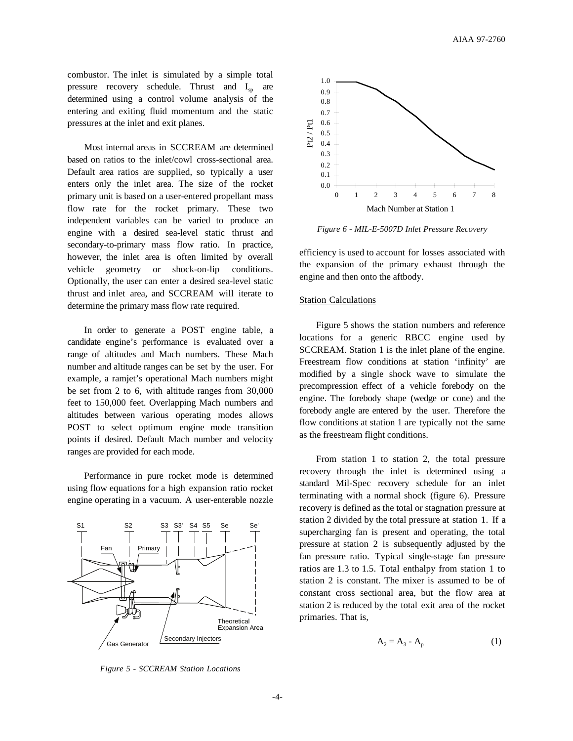combustor. The inlet is simulated by a simple total pressure recovery schedule. Thrust and $I_{sp}$ are determined using a control volume analysis of the entering and exiting fluid momentum and the static pressures at the inlet and exit planes.

Most internal areas in SCCREAM are determined based on ratios to the inlet/cowl cross-sectional area. Default area ratios are supplied, so typically a user enters only the inlet area. The size of the rocket primary unit is based on a user-entered propellant mass flow rate for the rocket primary. These two independent variables can be varied to produce an engine with a desired sea-level static thrust and secondary-to-primary mass flow ratio. In practice, however, the inlet area is often limited by overall vehicle geometry or shock-on-lip conditions. Optionally, the user can enter a desired sea-level static thrust and inlet area, and SCCREAM will iterate to determine the primary mass flow rate required.

In order to generate a POST engine table, a candidate engine's performance is evaluated over a range of altitudes and Mach numbers. These Mach number and altitude ranges can be set by the user. For example, a ramjet's operational Mach numbers might be set from 2 to 6, with altitude ranges from 30,000 feet to 150,000 feet. Overlapping Mach numbers and altitudes between various operating modes allows POST to select optimum engine mode transition points if desired. Default Mach number and velocity ranges are provided for each mode.

Performance in pure rocket mode is determined using flow equations for a high expansion ratio rocket engine operating in a vacuum. A user-enterable nozzle efficiency is used to account for losses associated with the expansion of the primary exhaust through the engine and then onto the aftbody.

*Figure 5 - SCCREAM Station Locations*

*Figure 6 - MIL-E-5007D Inlet Pressure Recovery*

## Station Calculations

Figure 5 shows the station numbers and reference locations for a generic RBCC engine used by SCCREAM. Station 1 is the inlet plane of the engine. Freestream flow conditions at station 'infinity' are modified by a single shock wave to simulate the precompression effect of a vehicle forebody on the engine. The forebody shape (wedge or cone) and the forebody angle are entered by the user. Therefore the flow conditions at station 1 are typically not the same as the freestream flight conditions.

From station 1 to station 2, the total pressure recovery through the inlet is determined using a standard Mil-Spec recovery schedule for an inlet terminating with a normal shock (figure 6). Pressure recovery is defined as the total or stagnation pressure at station 2 divided by the total pressure at station 1. If a supercharging fan is present and operating, the total pressure at station 2 is subsequently adjusted by the fan pressure ratio. Typical single-stage fan pressure ratios are 1.3 to 1.5. Total enthalpy from station 1 to station 2 is constant. The mixer is assumed to be of constant cross sectional area, but the flow area at station 2 is reduced by the total exit area of the rocket primaries. That is,

$$A_2 = A_3 - A_p \tag{1}$$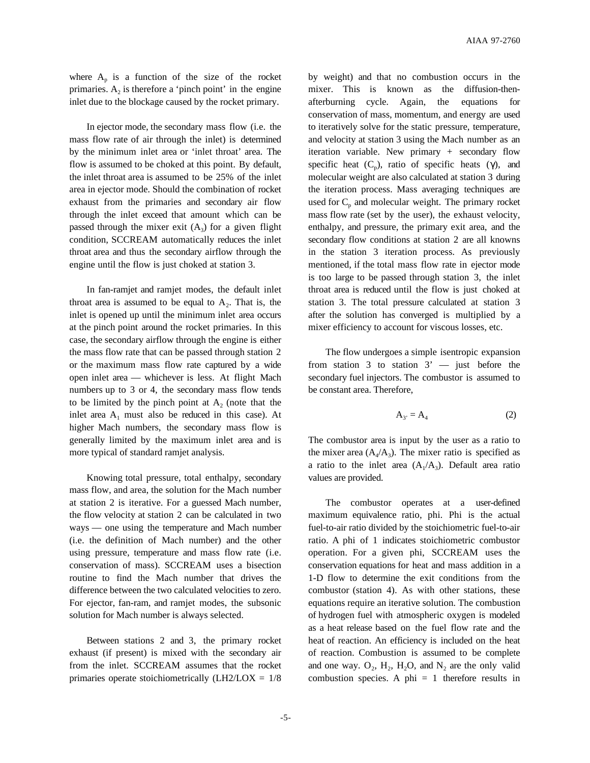where $A_p$ is a function of the size of the rocket primaries. $A_2$ is therefore a 'pinch point' in the engine inlet due to the blockage caused by the rocket primary.

In ejector mode, the secondary mass flow (i.e. the mass flow rate of air through the inlet) is determined by the minimum inlet area or 'inlet throat' area. The flow is assumed to be choked at this point. By default, the inlet throat area is assumed to be 25% of the inlet area in ejector mode. Should the combination of rocket exhaust from the primaries and secondary air flow through the inlet exceed that amount which can be passed through the mixer exit ($A_3$) for a given flight condition, SCCREAM automatically reduces the inlet throat area and thus the secondary airflow through the engine until the flow is just choked at station 3.

In fan-ramjet and ramjet modes, the default inlet throat area is assumed to be equal to $A_2$. That is, the inlet is opened up until the minimum inlet area occurs at the pinch point around the rocket primaries. In this case, the secondary airflow through the engine is either the mass flow rate that can be passed through station 2 or the maximum mass flow rate captured by a wide open inlet area — whichever is less. At flight Mach numbers up to 3 or 4, the secondary mass flow tends to be limited by the pinch point at $A_2$ (note that the inlet area $A_1$ must also be reduced in this case). At higher Mach numbers, the secondary mass flow is generally limited by the maximum inlet area and is more typical of standard ramjet analysis.

Knowing total pressure, total enthalpy, secondary mass flow, and area, the solution for the Mach number at station 2 is iterative. For a guessed Mach number, the flow velocity at station 2 can be calculated in two ways — one using the temperature and Mach number (i.e. the definition of Mach number) and the other using pressure, temperature and mass flow rate (i.e. conservation of mass). SCCREAM uses a bisection routine to find the Mach number that drives the difference between the two calculated velocities to zero. For ejector, fan-ram, and ramjet modes, the subsonic solution for Mach number is always selected.

Between stations 2 and 3, the primary rocket exhaust (if present) is mixed with the secondary air from the inlet. SCCREAM assumes that the rocket primaries operate stoichiometrically (LH2/LOX = 1/8 by weight) and that no combustion occurs in the mixer. This is known as the diffusion-then-afterburning cycle. Again, the equations for conservation of mass, momentum, and energy are used to iteratively solve for the static pressure, temperature, and velocity at station 3 using the Mach number as an iteration variable. New primary + secondary flow specific heat ($C_p$), ratio of specific heats ($\gamma$), and molecular weight are also calculated at station 3 during the iteration process. Mass averaging techniques are used for $C_p$ and molecular weight. The primary rocket mass flow rate (set by the user), the exhaust velocity, enthalpy, and pressure, the primary exit area, and the secondary flow conditions at station 2 are all knowns in the station 3 iteration process. As previously mentioned, if the total mass flow rate in ejector mode is too large to be passed through station 3, the inlet throat area is reduced until the flow is just choked at station 3. The total pressure calculated at station 3 after the solution has converged is multiplied by a mixer efficiency to account for viscous losses, etc.

The flow undergoes a simple isentropic expansion from station 3 to station 3' — just before the secondary fuel injectors. The combustor is assumed to be constant area. Therefore,

$$A_{3'} = A_4 \qquad (2)$$

The combustor area is input by the user as a ratio to the mixer area ($A_4/A_3$). The mixer ratio is specified as a ratio to the inlet area ($A_1/A_3$). Default area ratio values are provided.

The combustor operates at a user-defined maximum equivalence ratio, phi. Phi is the actual fuel-to-air ratio divided by the stoichiometric fuel-to-air ratio. A phi of 1 indicates stoichiometric combustor operation. For a given phi, SCCREAM uses the conservation equations for heat and mass addition in a 1-D flow to determine the exit conditions from the combustor (station 4). As with other stations, these equations require an iterative solution. The combustion of hydrogen fuel with atmospheric oxygen is modeled as a heat release based on the fuel flow rate and the heat of reaction. An efficiency is included on the heat of reaction. Combustion is assumed to be complete and one way. $O_2$, $H_2$, $H_2O$, and $N_2$ are the only valid combustion species. A phi = 1 therefore results in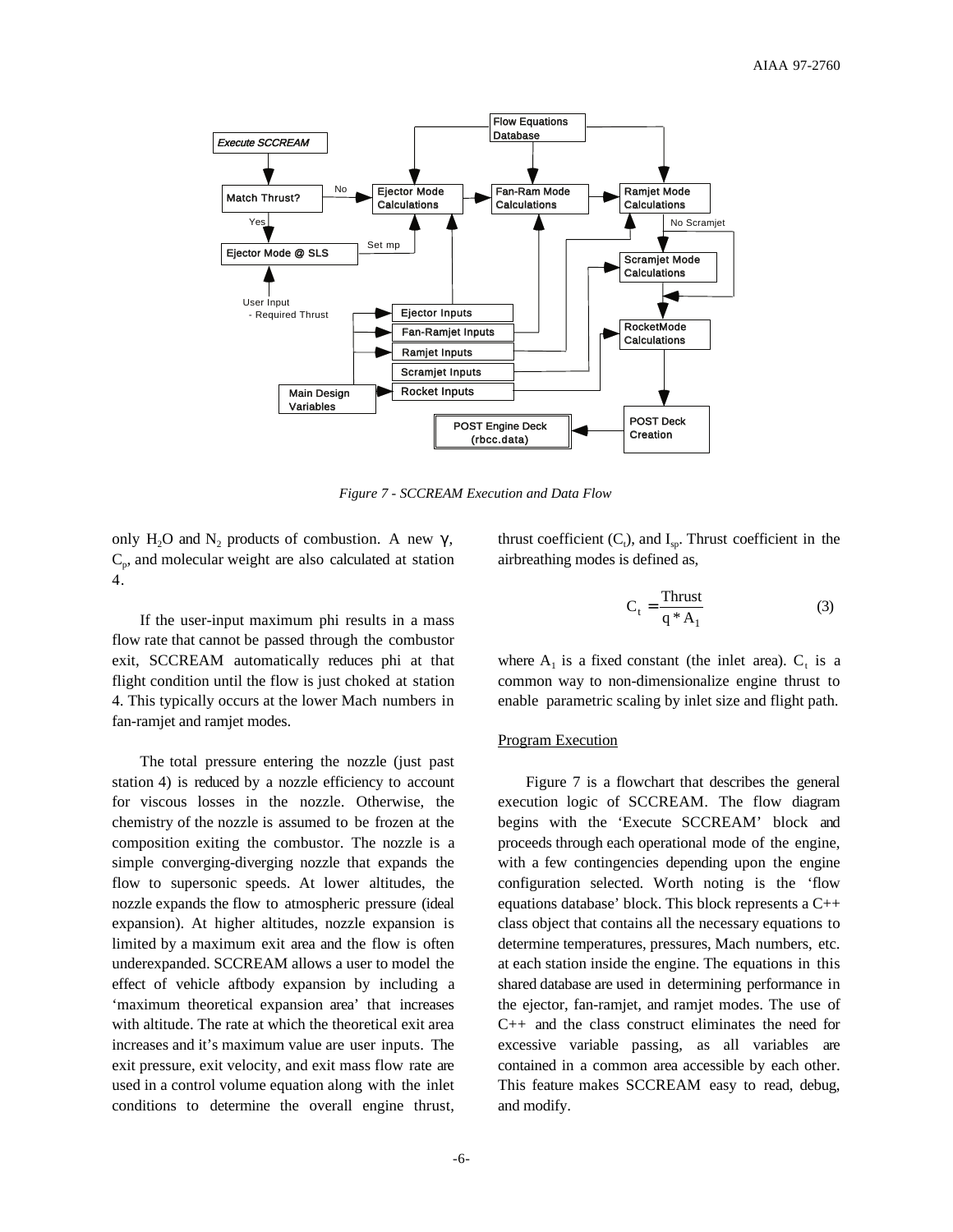*Figure 7 - SCCREAM Execution and Data Flow*

only $H_2O$ and $N_2$ products of combustion. A new $\gamma$, $C_p$, and molecular weight are also calculated at station 4.

If the user-input maximum phi results in a mass flow rate that cannot be passed through the combustor exit, SCCREAM automatically reduces phi at that flight condition until the flow is just choked at station 4. This typically occurs at the lower Mach numbers in fan-ramjet and ramjet modes.

The total pressure entering the nozzle (just past station 4) is reduced by a nozzle efficiency to account for viscous losses in the nozzle. Otherwise, the chemistry of the nozzle is assumed to be frozen at the composition exiting the combustor. The nozzle is a simple converging-diverging nozzle that expands the flow to supersonic speeds. At lower altitudes, the nozzle expands the flow to atmospheric pressure (ideal expansion). At higher altitudes, nozzle expansion is limited by a maximum exit area and the flow is often underexpanded. SCCREAM allows a user to model the effect of vehicle aftbody expansion by including a 'maximum theoretical expansion area' that increases with altitude. The rate at which the theoretical exit area increases and it's maximum value are user inputs. The exit pressure, exit velocity, and exit mass flow rate are used in a control volume equation along with the inlet conditions to determine the overall engine thrust, thrust coefficient ($C_t$), and $I_{sp}$. Thrust coefficient in the airbreathing modes is defined as,

$$C_t = \frac{\text{Thrust}}{q * A_1} \quad (3)$$

where $A_1$ is a fixed constant (the inlet area). $C_t$ is a common way to non-dimensionalize engine thrust to enable parametric scaling by inlet size and flight path.

## Program Execution

Figure 7 is a flowchart that describes the general execution logic of SCCREAM. The flow diagram begins with the 'Execute SCCREAM' block and proceeds through each operational mode of the engine, with a few contingencies depending upon the engine configuration selected. Worth noting is the 'flow equations database' block. This block represents a C++ class object that contains all the necessary equations to determine temperatures, pressures, Mach numbers, etc. at each station inside the engine. The equations in this shared database are used in determining performance in the ejector, fan-ramjet, and ramjet modes. The use of C++ and the class construct eliminates the need for excessive variable passing, as all variables are contained in a common area accessible by each other. This feature makes SCCREAM easy to read, debug, and modify.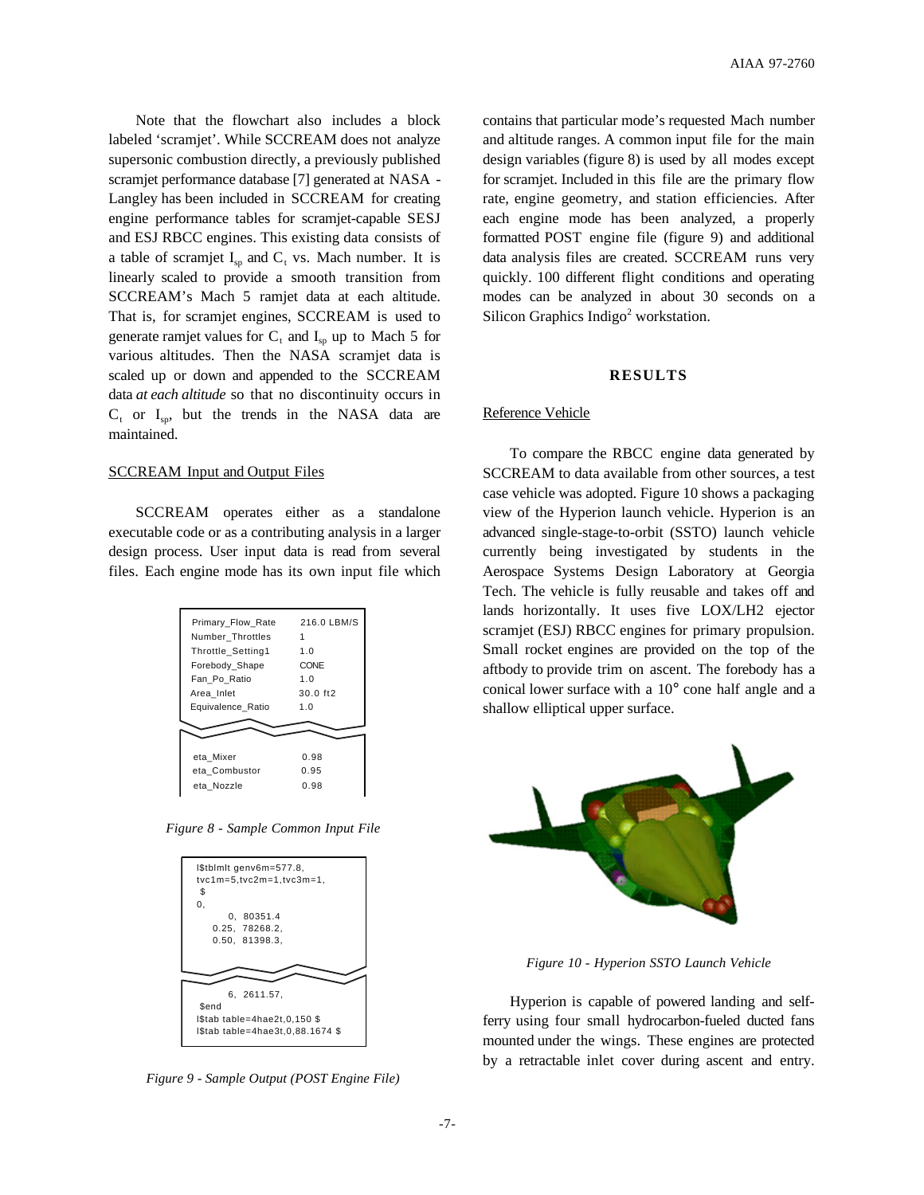Note that the flowchart also includes a block labeled 'scramjet'. While SCCREAM does not analyze supersonic combustion directly, a previously published scramjet performance database [7] generated at NASA - Langley has been included in SCCREAM for creating engine performance tables for scramjet-capable SESJ and ESJ RBCC engines. This existing data consists of a table of scramjet $I_{sp}$ and $C_t$ vs. Mach number. It is linearly scaled to provide a smooth transition from SCCREAM's Mach 5 ramjet data at each altitude. That is, for scramjet engines, SCCREAM is used to generate ramjet values for $C_t$ and $I_{sp}$ up to Mach 5 for various altitudes. Then the NASA scramjet data is scaled up or down and appended to the SCCREAM data *at each altitude* so that no discontinuity occurs in $C_t$ or $I_{sp}$, but the trends in the NASA data are maintained.

### SCCREAM Input and Output Files

SCCREAM operates either as a standalone executable code or as a contributing analysis in a larger design process. User input data is read from several files. Each engine mode has its own input file which contains that particular mode's requested Mach number and altitude ranges. A common input file for the main design variables (figure 8) is used by all modes except for scramjet. Included in this file are the primary flow rate, engine geometry, and station efficiencies. After each engine mode has been analyzed, a properly formatted POST engine file (figure 9) and additional data analysis files are created. SCCREAM runs very quickly. 100 different flight conditions and operating modes can be analyzed in about 30 seconds on a Silicon Graphics Indigo[2] workstation.

```
Primary_Flow_Rate     216.0 LBM/S
Number_Throttles      1
Throttle_Setting1     1.0
Forebody_Shape        CONE
Fan_Po_Ratio          1.0
Area_Inlet            30.0 ft2
Equivalence_Ratio     1.0

eta_Mixer             0.98
eta_Combustor         0.95
eta_Nozzle            0.98
```

*Figure 8 - Sample Common Input File*

```
l$tblmlt genv6m=577.8,
tvc1m=5,tvc2m=1,tvc3m=1,
 $
0,
      0,  80351.4
   0.25,  78268.2,
   0.50,  81398.3,

      6,  2611.57,
 $end
l$tab table=4hae2t,0,150 $
l$tab table=4hae3t,0,88.1674 $
```

*Figure 9 - Sample Output (POST Engine File)*

## RESULTS

### Reference Vehicle

To compare the RBCC engine data generated by SCCREAM to data available from other sources, a test case vehicle was adopted. Figure 10 shows a packaging view of the Hyperion launch vehicle. Hyperion is an advanced single-stage-to-orbit (SSTO) launch vehicle currently being investigated by students in the Aerospace Systems Design Laboratory at Georgia Tech. The vehicle is fully reusable and takes off and lands horizontally. It uses five LOX/LH2 ejector scramjet (ESJ) RBCC engines for primary propulsion. Small rocket engines are provided on the top of the aftbody to provide trim on ascent. The forebody has a conical lower surface with a 10° cone half angle and a shallow elliptical upper surface.

*Figure 10 - Hyperion SSTO Launch Vehicle*

Hyperion is capable of powered landing and self-ferry using four small hydrocarbon-fueled ducted fans mounted under the wings. These engines are protected by a retractable inlet cover during ascent and entry.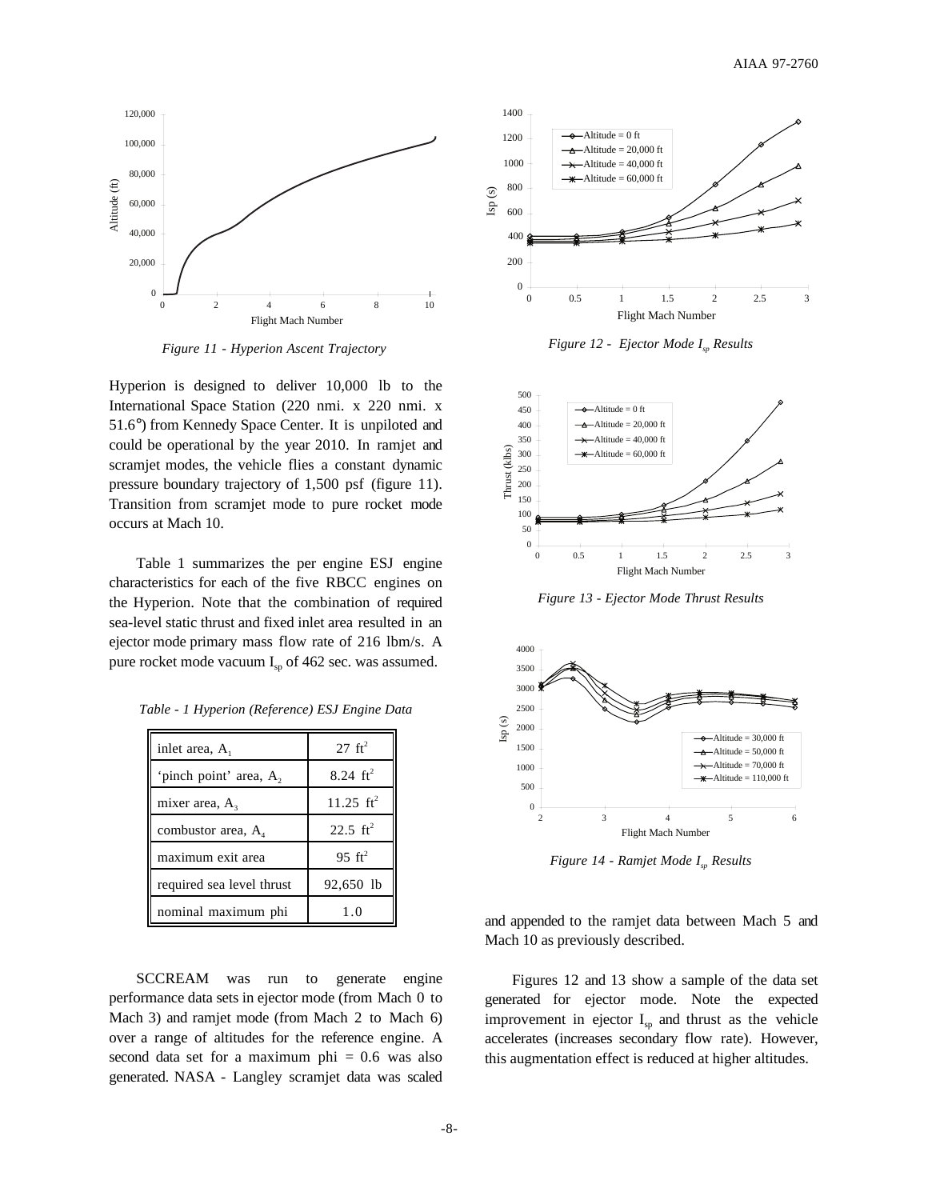*Figure 11 - Hyperion Ascent Trajectory*

Hyperion is designed to deliver 10,000 lb to the International Space Station (220 nmi. x 220 nmi. x 51.6°) from Kennedy Space Center. It is unpiloted and could be operational by the year 2010. In ramjet and scramjet modes, the vehicle flies a constant dynamic pressure boundary trajectory of 1,500 psf (figure 11). Transition from scramjet mode to pure rocket mode occurs at Mach 10.

Table 1 summarizes the per engine ESJ engine characteristics for each of the five RBCC engines on the Hyperion. Note that the combination of required sea-level static thrust and fixed inlet area resulted in an ejector mode primary mass flow rate of 216 lbm/s. A pure rocket mode vacuum $I_{sp}$ of 462 sec. was assumed.

*Table - 1 Hyperion (Reference) ESJ Engine Data*

| | |
|---|---|
| inlet area, $A_1$ | 27 $ft^2$ |
| 'pinch point' area, $A_2$ | 8.24 $ft^2$ |
| mixer area, $A_3$ | 11.25 $ft^2$ |
| combustor area, $A_4$ | 22.5 $ft^2$ |
| maximum exit area | 95 $ft^2$ |
| required sea level thrust | 92,650 lb |
| nominal maximum phi | 1.0 |

SCCREAM was run to generate engine performance data sets in ejector mode (from Mach 0 to Mach 3) and ramjet mode (from Mach 2 to Mach 6) over a range of altitudes for the reference engine. A second data set for a maximum phi = 0.6 was also generated. NASA - Langley scramjet data was scaled and appended to the ramjet data between Mach 5 and Mach 10 as previously described.

*Figure 12 - Ejector Mode $I_{sp}$ Results*

*Figure 13 - Ejector Mode Thrust Results*

*Figure 14 - Ramjet Mode $I_{sp}$ Results*

Figures 12 and 13 show a sample of the data set generated for ejector mode. Note the expected improvement in ejector $I_{sp}$ and thrust as the vehicle accelerates (increases secondary flow rate). However, this augmentation effect is reduced at higher altitudes.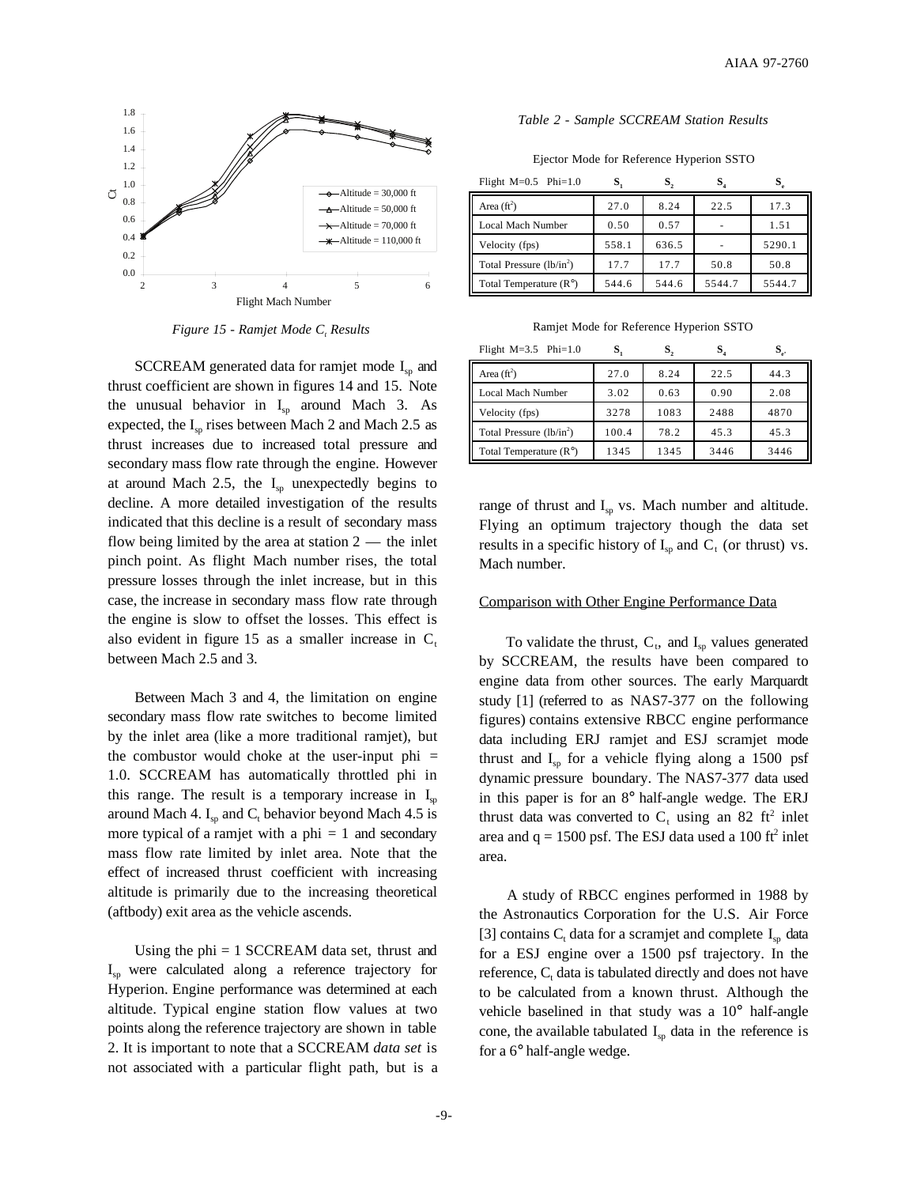Figure 15 - Ramjet Mode $C_t$ Results

SCCREAM generated data for ramjet mode $I_{sp}$ and thrust coefficient are shown in figures 14 and 15. Note the unusual behavior in $I_{sp}$ around Mach 3. As expected, the $I_{sp}$ rises between Mach 2 and Mach 2.5 as thrust increases due to increased total pressure and secondary mass flow rate through the engine. However at around Mach 2.5, the $I_{sp}$ unexpectedly begins to decline. A more detailed investigation of the results indicated that this decline is a result of secondary mass flow being limited by the area at station 2 — the inlet pinch point. As flight Mach number rises, the total pressure losses through the inlet increase, but in this case, the increase in secondary mass flow rate through the engine is slow to offset the losses. This effect is also evident in figure 15 as a smaller increase in $C_t$ between Mach 2.5 and 3.

Between Mach 3 and 4, the limitation on engine secondary mass flow rate switches to become limited by the inlet area (like a more traditional ramjet), but the combustor would choke at the user-input phi = 1.0. SCCREAM has automatically throttled phi in this range. The result is a temporary increase in $I_{sp}$ around Mach 4. $I_{sp}$ and $C_t$ behavior beyond Mach 4.5 is more typical of a ramjet with a phi = 1 and secondary mass flow rate limited by inlet area. Note that the effect of increased thrust coefficient with increasing altitude is primarily due to the increasing theoretical (aftbody) exit area as the vehicle ascends.

Using the phi = 1 SCCREAM data set, thrust and $I_{sp}$ were calculated along a reference trajectory for Hyperion. Engine performance was determined at each altitude. Typical engine station flow values at two points along the reference trajectory are shown in table 2. It is important to note that a SCCREAM *data set* is not associated with a particular flight path, but is a range of thrust and $I_{sp}$ vs. Mach number and altitude. Flying an optimum trajectory though the data set results in a specific history of $I_{sp}$ and $C_t$ (or thrust) vs. Mach number.

*Table 2 - Sample SCCREAM Station Results*

Ejector Mode for Reference Hyperion SSTO

| Flight M=0.5 Phi=1.0 | $S_1$ | $S_2$ | $S_4$ | $S_e$ |
|---|---|---|---|---|
| Area (ft$^2$) | 27.0 | 8.24 | 22.5 | 17.3 |
| Local Mach Number | 0.50 | 0.57 | - | 1.51 |
| Velocity (fps) | 558.1 | 636.5 | - | 5290.1 |
| Total Pressure (lb/in$^2$) | 17.7 | 17.7 | 50.8 | 50.8 |
| Total Temperature (R°) | 544.6 | 544.6 | 5544.7 | 5544.7 |

Ramjet Mode for Reference Hyperion SSTO

| Flight M=3.5 Phi=1.0 | $S_1$ | $S_2$ | $S_4$ | $S_{e'}$ |
|---|---|---|---|---|
| Area (ft$^2$) | 27.0 | 8.24 | 22.5 | 44.3 |
| Local Mach Number | 3.02 | 0.63 | 0.90 | 2.08 |
| Velocity (fps) | 3278 | 1083 | 2488 | 4870 |
| Total Pressure (lb/in$^2$) | 100.4 | 78.2 | 45.3 | 45.3 |
| Total Temperature (R°) | 1345 | 1345 | 3446 | 3446 |

<u>Comparison with Other Engine Performance Data</u>

To validate the thrust, $C_t$, and $I_{sp}$ values generated by SCCREAM, the results have been compared to engine data from other sources. The early Marquardt study [1] (referred to as NAS7-377 on the following figures) contains extensive RBCC engine performance data including ERJ ramjet and ESJ scramjet mode thrust and $I_{sp}$ for a vehicle flying along a 1500 psf dynamic pressure boundary. The NAS7-377 data used in this paper is for an 8° half-angle wedge. The ERJ thrust data was converted to $C_t$ using an 82 ft$^2$ inlet area and q = 1500 psf. The ESJ data used a 100 ft$^2$ inlet area.

A study of RBCC engines performed in 1988 by the Astronautics Corporation for the U.S. Air Force [3] contains $C_t$ data for a scramjet and complete $I_{sp}$ data for a ESJ engine over a 1500 psf trajectory. In the reference, $C_t$ data is tabulated directly and does not have to be calculated from a known thrust. Although the vehicle baselined in that study was a 10° half-angle cone, the available tabulated $I_{sp}$ data in the reference is for a 6° half-angle wedge.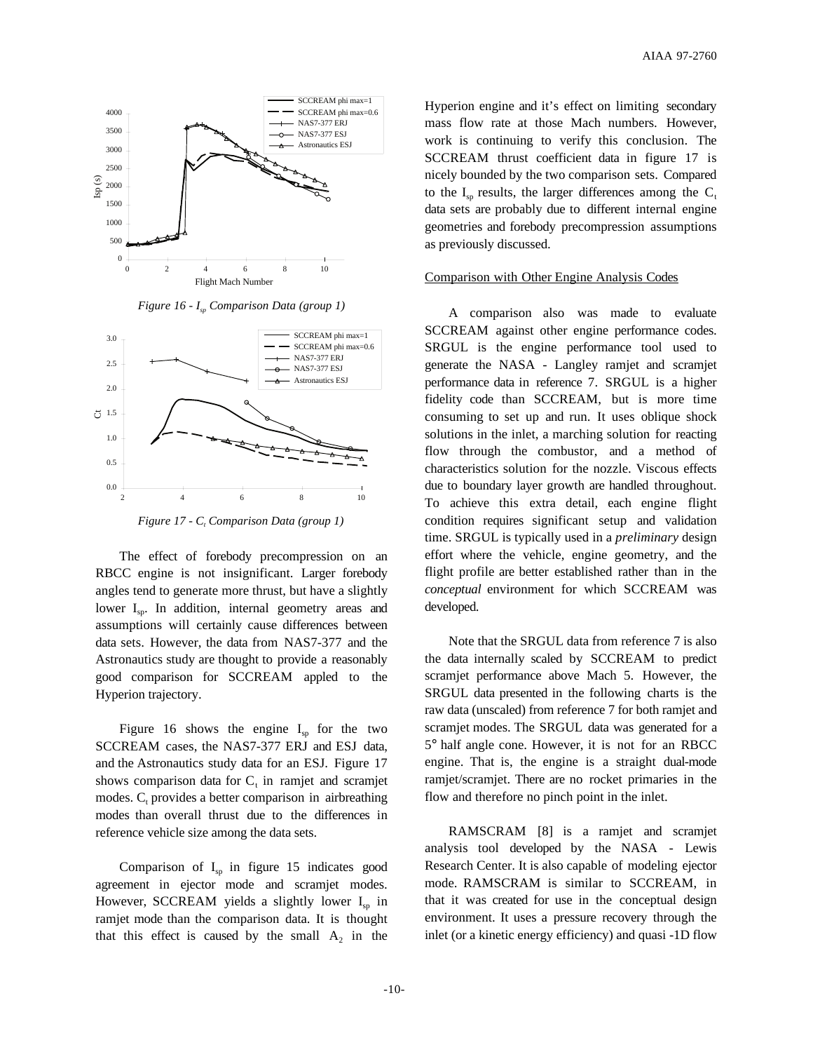*Figure 16 - $I_{sp}$ Comparison Data (group 1)*

*Figure 17 - $C_t$ Comparison Data (group 1)*

The effect of forebody precompression on an RBCC engine is not insignificant. Larger forebody angles tend to generate more thrust, but have a slightly lower $I_{sp}$. In addition, internal geometry areas and assumptions will certainly cause differences between data sets. However, the data from NAS7-377 and the Astronautics study are thought to provide a reasonably good comparison for SCCREAM appled to the Hyperion trajectory.

Figure 16 shows the engine $I_{sp}$ for the two SCCREAM cases, the NAS7-377 ERJ and ESJ data, and the Astronautics study data for an ESJ. Figure 17 shows comparison data for $C_t$ in ramjet and scramjet modes. $C_t$ provides a better comparison in airbreathing modes than overall thrust due to the differences in reference vehicle size among the data sets.

Comparison of $I_{sp}$ in figure 15 indicates good agreement in ejector mode and scramjet modes. However, SCCREAM yields a slightly lower $I_{sp}$ in ramjet mode than the comparison data. It is thought that this effect is caused by the small $A_2$ in the Hyperion engine and it's effect on limiting secondary mass flow rate at those Mach numbers. However, work is continuing to verify this conclusion. The SCCREAM thrust coefficient data in figure 17 is nicely bounded by the two comparison sets. Compared to the $I_{sp}$ results, the larger differences among the $C_t$ data sets are probably due to different internal engine geometries and forebody precompression assumptions as previously discussed.

Comparison with Other Engine Analysis Codes

A comparison also was made to evaluate SCCREAM against other engine performance codes. SRGUL is the engine performance tool used to generate the NASA - Langley ramjet and scramjet performance data in reference 7. SRGUL is a higher fidelity code than SCCREAM, but is more time consuming to set up and run. It uses oblique shock solutions in the inlet, a marching solution for reacting flow through the combustor, and a method of characteristics solution for the nozzle. Viscous effects due to boundary layer growth are handled throughout. To achieve this extra detail, each engine flight condition requires significant setup and validation time. SRGUL is typically used in a *preliminary* design effort where the vehicle, engine geometry, and the flight profile are better established rather than in the *conceptual* environment for which SCCREAM was developed.

Note that the SRGUL data from reference 7 is also the data internally scaled by SCCREAM to predict scramjet performance above Mach 5. However, the SRGUL data presented in the following charts is the raw data (unscaled) from reference 7 for both ramjet and scramjet modes. The SRGUL data was generated for a 5° half angle cone. However, it is not for an RBCC engine. That is, the engine is a straight dual-mode ramjet/scramjet. There are no rocket primaries in the flow and therefore no pinch point in the inlet.

RAMSCRAM [8] is a ramjet and scramjet analysis tool developed by the NASA - Lewis Research Center. It is also capable of modeling ejector mode. RAMSCRAM is similar to SCCREAM, in that it was created for use in the conceptual design environment. It uses a pressure recovery through the inlet (or a kinetic energy efficiency) and quasi -1D flow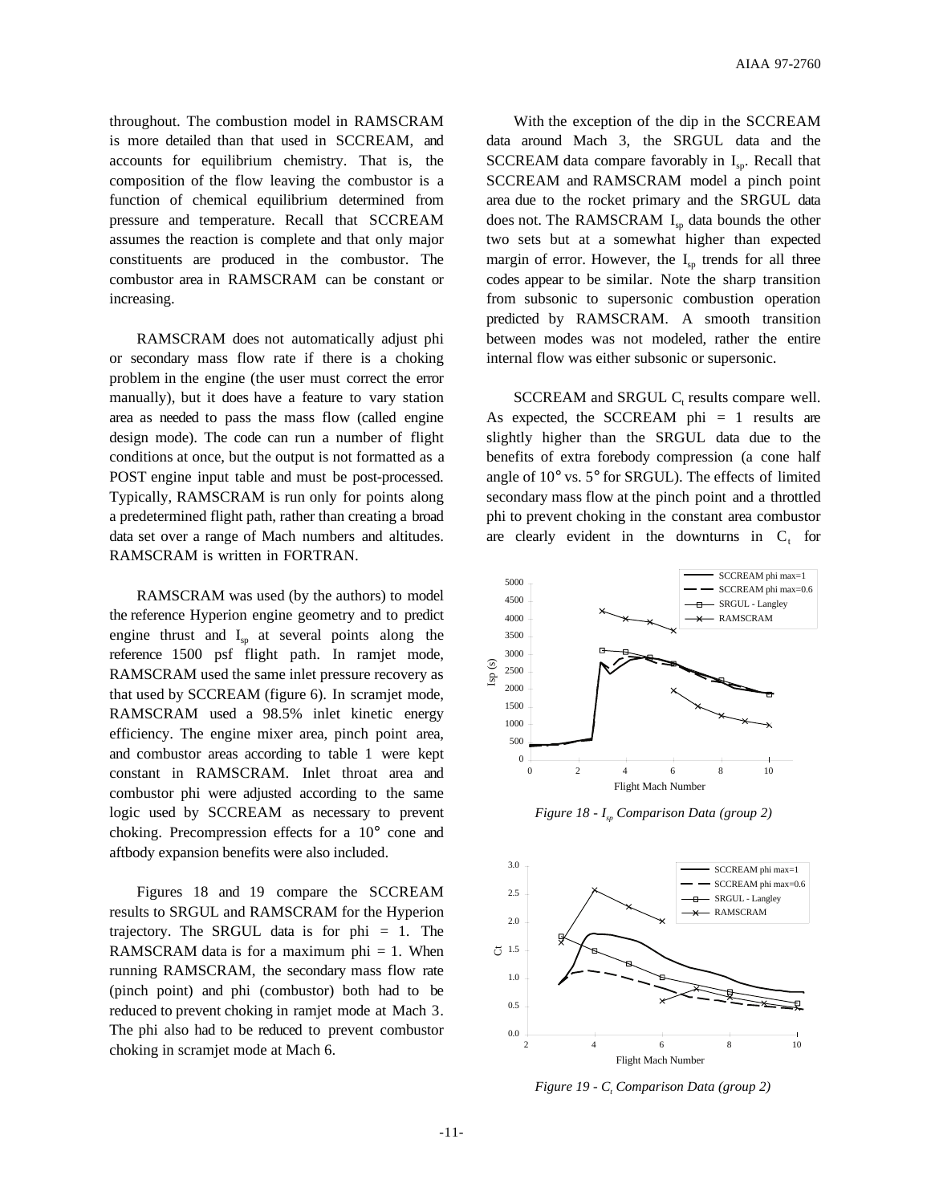throughout. The combustion model in RAMSCRAM is more detailed than that used in SCCREAM, and accounts for equilibrium chemistry. That is, the composition of the flow leaving the combustor is a function of chemical equilibrium determined from pressure and temperature. Recall that SCCREAM assumes the reaction is complete and that only major constituents are produced in the combustor. The combustor area in RAMSCRAM can be constant or increasing.

RAMSCRAM does not automatically adjust phi or secondary mass flow rate if there is a choking problem in the engine (the user must correct the error manually), but it does have a feature to vary station area as needed to pass the mass flow (called engine design mode). The code can run a number of flight conditions at once, but the output is not formatted as a POST engine input table and must be post-processed. Typically, RAMSCRAM is run only for points along a predetermined flight path, rather than creating a broad data set over a range of Mach numbers and altitudes. RAMSCRAM is written in FORTRAN.

RAMSCRAM was used (by the authors) to model the reference Hyperion engine geometry and to predict engine thrust and $I_{sp}$ at several points along the reference 1500 psf flight path. In ramjet mode, RAMSCRAM used the same inlet pressure recovery as that used by SCCREAM (figure 6). In scramjet mode, RAMSCRAM used a 98.5% inlet kinetic energy efficiency. The engine mixer area, pinch point area, and combustor areas according to table 1 were kept constant in RAMSCRAM. Inlet throat area and combustor phi were adjusted according to the same logic used by SCCREAM as necessary to prevent choking. Precompression effects for a 10° cone and aftbody expansion benefits were also included.

Figures 18 and 19 compare the SCCREAM results to SRGUL and RAMSCRAM for the Hyperion trajectory. The SRGUL data is for phi = 1. The RAMSCRAM data is for a maximum phi = 1. When running RAMSCRAM, the secondary mass flow rate (pinch point) and phi (combustor) both had to be reduced to prevent choking in ramjet mode at Mach 3. The phi also had to be reduced to prevent combustor choking in scramjet mode at Mach 6.

With the exception of the dip in the SCCREAM data around Mach 3, the SRGUL data and the SCCREAM data compare favorably in $I_{sp}$. Recall that SCCREAM and RAMSCRAM model a pinch point area due to the rocket primary and the SRGUL data does not. The RAMSCRAM $I_{sp}$ data bounds the other two sets but at a somewhat higher than expected margin of error. However, the $I_{sp}$ trends for all three codes appear to be similar. Note the sharp transition from subsonic to supersonic combustion operation predicted by RAMSCRAM. A smooth transition between modes was not modeled, rather the entire internal flow was either subsonic or supersonic.

SCCREAM and SRGUL $C_t$ results compare well. As expected, the SCCREAM phi = 1 results are slightly higher than the SRGUL data due to the benefits of extra forebody compression (a cone half angle of 10° vs. 5° for SRGUL). The effects of limited secondary mass flow at the pinch point and a throttled phi to prevent choking in the constant area combustor are clearly evident in the downturns in $C_t$ for

*Figure 18 - $I_{sp}$ Comparison Data (group 2)*

*Figure 19 - $C_t$ Comparison Data (group 2)*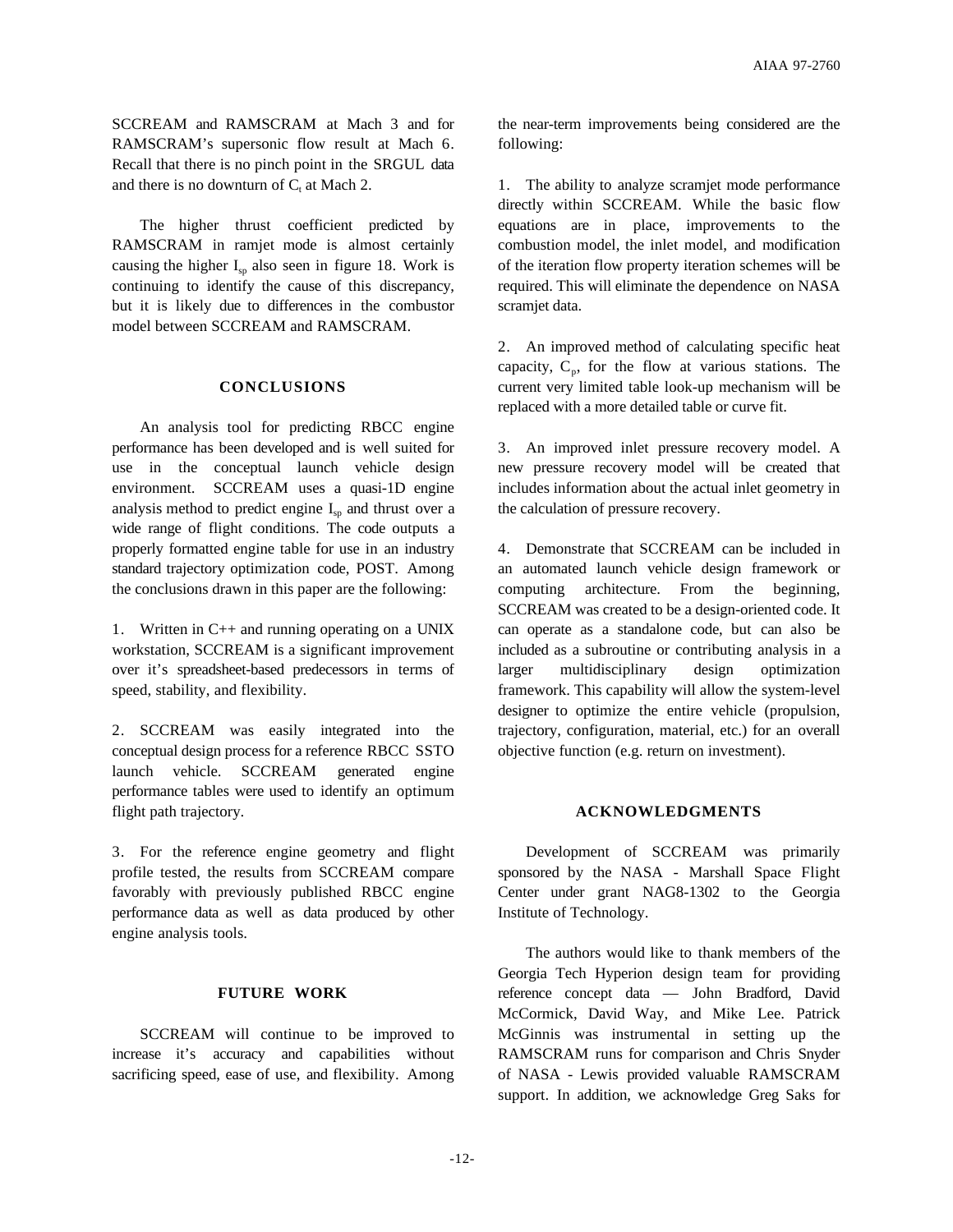SCCREAM and RAMSCRAM at Mach 3 and for RAMSCRAM's supersonic flow result at Mach 6. Recall that there is no pinch point in the SRGUL data and there is no downturn of $C_t$ at Mach 2.

The higher thrust coefficient predicted by RAMSCRAM in ramjet mode is almost certainly causing the higher $I_{sp}$ also seen in figure 18. Work is continuing to identify the cause of this discrepancy, but it is likely due to differences in the combustor model between SCCREAM and RAMSCRAM.

## CONCLUSIONS

An analysis tool for predicting RBCC engine performance has been developed and is well suited for use in the conceptual launch vehicle design environment. SCCREAM uses a quasi-1D engine analysis method to predict engine $I_{sp}$ and thrust over a wide range of flight conditions. The code outputs a properly formatted engine table for use in an industry standard trajectory optimization code, POST. Among the conclusions drawn in this paper are the following:

1. Written in C++ and running operating on a UNIX workstation, SCCREAM is a significant improvement over it's spreadsheet-based predecessors in terms of speed, stability, and flexibility.

2. SCCREAM was easily integrated into the conceptual design process for a reference RBCC SSTO launch vehicle. SCCREAM generated engine performance tables were used to identify an optimum flight path trajectory.

3. For the reference engine geometry and flight profile tested, the results from SCCREAM compare favorably with previously published RBCC engine performance data as well as data produced by other engine analysis tools.

## FUTURE WORK

SCCREAM will continue to be improved to increase it's accuracy and capabilities without sacrificing speed, ease of use, and flexibility. Among the near-term improvements being considered are the following:

1. The ability to analyze scramjet mode performance directly within SCCREAM. While the basic flow equations are in place, improvements to the combustion model, the inlet model, and modification of the iteration flow property iteration schemes will be required. This will eliminate the dependence on NASA scramjet data.

2. An improved method of calculating specific heat capacity, $C_p$, for the flow at various stations. The current very limited table look-up mechanism will be replaced with a more detailed table or curve fit.

3. An improved inlet pressure recovery model. A new pressure recovery model will be created that includes information about the actual inlet geometry in the calculation of pressure recovery.

4. Demonstrate that SCCREAM can be included in an automated launch vehicle design framework or computing architecture. From the beginning, SCCREAM was created to be a design-oriented code. It can operate as a standalone code, but can also be included as a subroutine or contributing analysis in a larger multidisciplinary design optimization framework. This capability will allow the system-level designer to optimize the entire vehicle (propulsion, trajectory, configuration, material, etc.) for an overall objective function (e.g. return on investment).

## ACKNOWLEDGMENTS

Development of SCCREAM was primarily sponsored by the NASA - Marshall Space Flight Center under grant NAG8-1302 to the Georgia Institute of Technology.

The authors would like to thank members of the Georgia Tech Hyperion design team for providing reference concept data — John Bradford, David McCormick, David Way, and Mike Lee. Patrick McGinnis was instrumental in setting up the RAMSCRAM runs for comparison and Chris Snyder of NASA - Lewis provided valuable RAMSCRAM support. In addition, we acknowledge Greg Saks for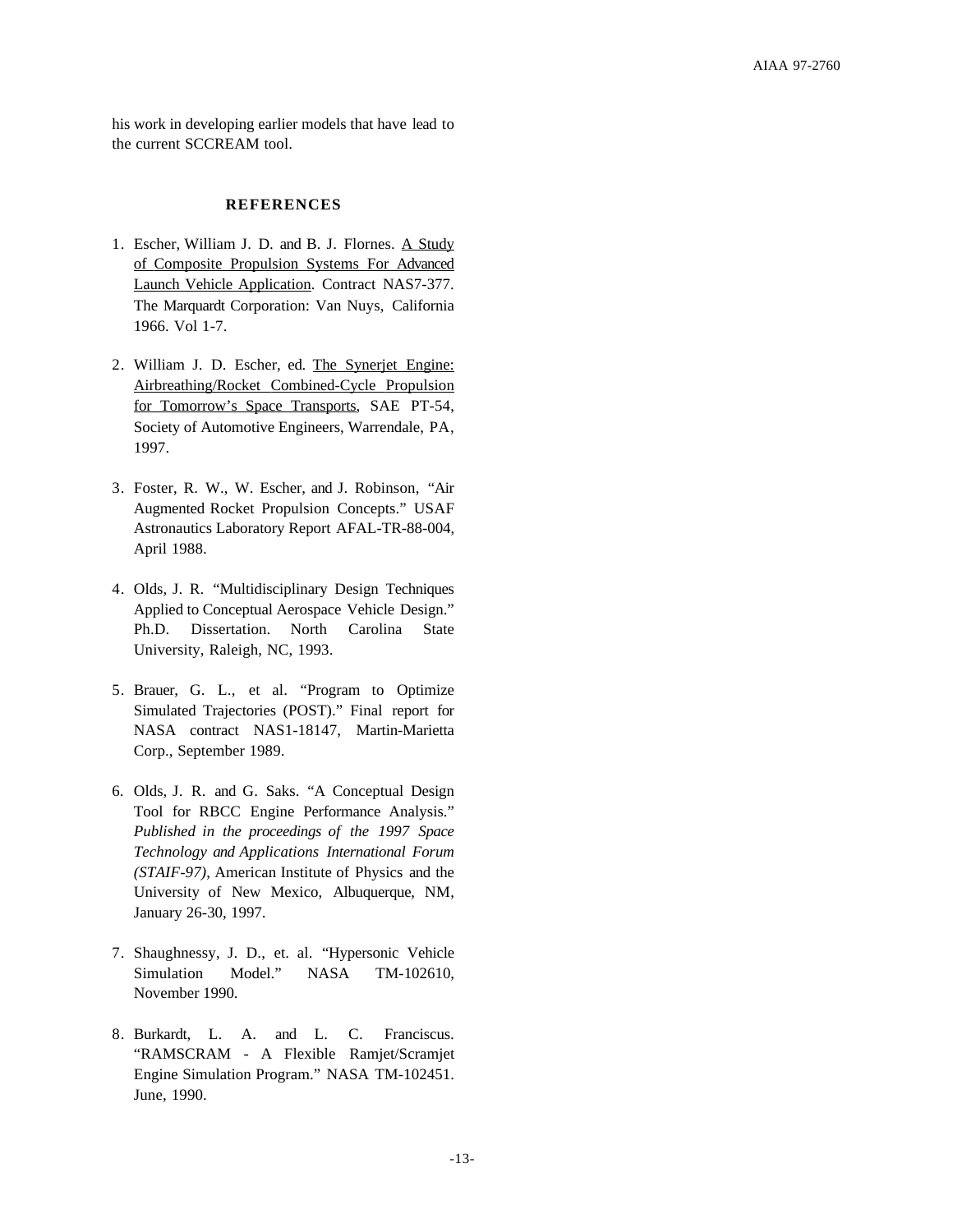his work in developing earlier models that have lead to the current SCCREAM tool.

## REFERENCES

1. Escher, William J. D. and B. J. Flornes. A Study of Composite Propulsion Systems For Advanced Launch Vehicle Application. Contract NAS7-377. The Marquardt Corporation: Van Nuys, California 1966. Vol 1-7.

2. William J. D. Escher, ed. The Synerjet Engine: Airbreathing/Rocket Combined-Cycle Propulsion for Tomorrow's Space Transports, SAE PT-54, Society of Automotive Engineers, Warrendale, PA, 1997.

3. Foster, R. W., W. Escher, and J. Robinson, "Air Augmented Rocket Propulsion Concepts." USAF Astronautics Laboratory Report AFAL-TR-88-004, April 1988.

4. Olds, J. R. "Multidisciplinary Design Techniques Applied to Conceptual Aerospace Vehicle Design." Ph.D. Dissertation. North Carolina State University, Raleigh, NC, 1993.

5. Brauer, G. L., et al. "Program to Optimize Simulated Trajectories (POST)." Final report for NASA contract NAS1-18147, Martin-Marietta Corp., September 1989.

6. Olds, J. R. and G. Saks. "A Conceptual Design Tool for RBCC Engine Performance Analysis." *Published in the proceedings of the 1997 Space Technology and Applications International Forum (STAIF-97)*, American Institute of Physics and the University of New Mexico, Albuquerque, NM, January 26-30, 1997.

7. Shaughnessy, J. D., et. al. "Hypersonic Vehicle Simulation Model." NASA TM-102610, November 1990.

8. Burkardt, L. A. and L. C. Franciscus. "RAMSCRAM - A Flexible Ramjet/Scramjet Engine Simulation Program." NASA TM-102451. June, 1990.